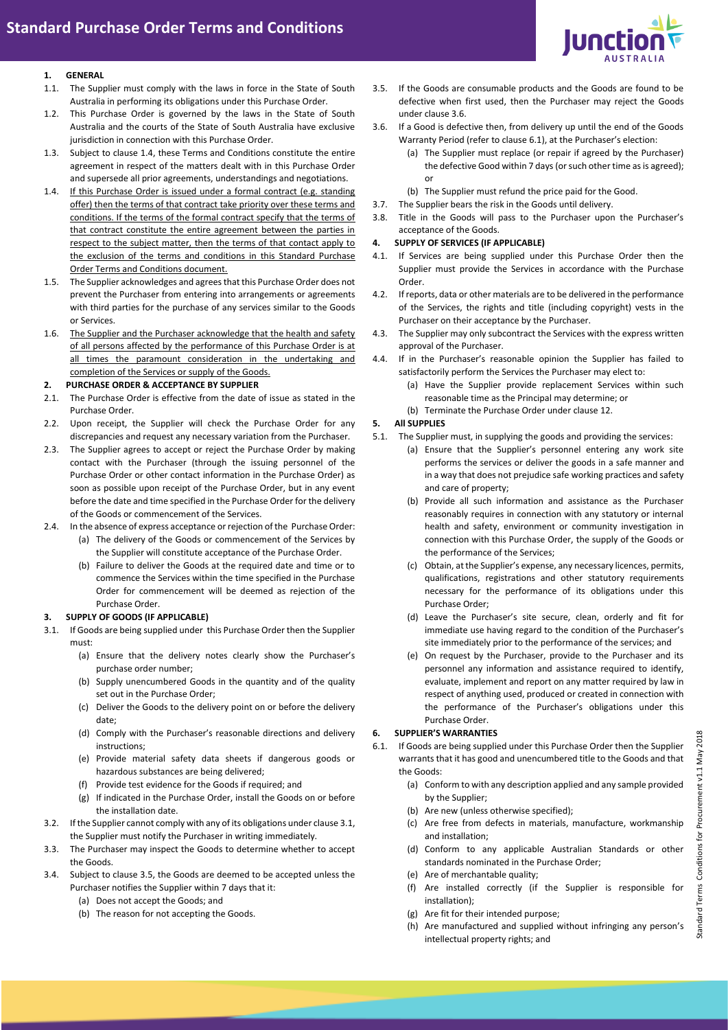# Standard Purchase Order Terms and Conditions

**1. GENERAL**

1.1. The Supplier must comply with the laws in force in the State of South Australia in performing its obligations under this Purchase Order.

1.2. This Purchase Order is governed by the laws in the State of South Australia and the courts of the State of South Australia have exclusive jurisdiction in connection with this Purchase Order.

1.3. Subject to clause 1.4, these Terms and Conditions constitute the entire agreement in respect of the matters dealt with in this Purchase Order and supersede all prior agreements, understandings and negotiations.

1.4. <u>If this Purchase Order is issued under a formal contract (e.g. standing offer) then the terms of that contract take priority over these terms and conditions. If the terms of the formal contract specify that the terms of that contract constitute the entire agreement between the parties in respect to the subject matter, then the terms of that contact apply to the exclusion of the terms and conditions in this Standard Purchase Order Terms and Conditions document.</u>

1.5. The Supplier acknowledges and agrees that this Purchase Order does not prevent the Purchaser from entering into arrangements or agreements with third parties for the purchase of any services similar to the Goods or Services.

1.6. <u>The Supplier and the Purchaser acknowledge that the health and safety of all persons affected by the performance of this Purchase Order is at all times the paramount consideration in the undertaking and completion of the Services or supply of the Goods.</u>

**2. PURCHASE ORDER & ACCEPTANCE BY SUPPLIER**

2.1. The Purchase Order is effective from the date of issue as stated in the Purchase Order.

2.2. Upon receipt, the Supplier will check the Purchase Order for any discrepancies and request any necessary variation from the Purchaser.

2.3. The Supplier agrees to accept or reject the Purchase Order by making contact with the Purchaser (through the issuing personnel of the Purchase Order or other contact information in the Purchase Order) as soon as possible upon receipt of the Purchase Order, but in any event before the date and time specified in the Purchase Order for the delivery of the Goods or commencement of the Services.

2.4. In the absence of express acceptance or rejection of the Purchase Order:

(a) The delivery of the Goods or commencement of the Services by the Supplier will constitute acceptance of the Purchase Order.

(b) Failure to deliver the Goods at the required date and time or to commence the Services within the time specified in the Purchase Order for commencement will be deemed as rejection of the Purchase Order.

**3. SUPPLY OF GOODS (IF APPLICABLE)**

3.1. If Goods are being supplied under this Purchase Order then the Supplier must:

(a) Ensure that the delivery notes clearly show the Purchaser's purchase order number;

(b) Supply unencumbered Goods in the quantity and of the quality set out in the Purchase Order;

(c) Deliver the Goods to the delivery point on or before the delivery date;

(d) Comply with the Purchaser's reasonable directions and delivery instructions;

(e) Provide material safety data sheets if dangerous goods or hazardous substances are being delivered;

(f) Provide test evidence for the Goods if required; and

(g) If indicated in the Purchase Order, install the Goods on or before the installation date.

3.2. If the Supplier cannot comply with any of its obligations under clause 3.1, the Supplier must notify the Purchaser in writing immediately.

3.3. The Purchaser may inspect the Goods to determine whether to accept the Goods.

3.4. Subject to clause 3.5, the Goods are deemed to be accepted unless the Purchaser notifies the Supplier within 7 days that it:

(a) Does not accept the Goods; and

(b) The reason for not accepting the Goods.

3.5. If the Goods are consumable products and the Goods are found to be defective when first used, then the Purchaser may reject the Goods under clause 3.6.

3.6. If a Good is defective then, from delivery up until the end of the Goods Warranty Period (refer to clause 6.1), at the Purchaser's election:

(a) The Supplier must replace (or repair if agreed by the Purchaser) the defective Good within 7 days (or such other time as is agreed); or

(b) The Supplier must refund the price paid for the Good.

3.7. The Supplier bears the risk in the Goods until delivery.

3.8. Title in the Goods will pass to the Purchaser upon the Purchaser's acceptance of the Goods.

**4. SUPPLY OF SERVICES (IF APPLICABLE)**

4.1. If Services are being supplied under this Purchase Order then the Supplier must provide the Services in accordance with the Purchase Order.

4.2. If reports, data or other materials are to be delivered in the performance of the Services, the rights and title (including copyright) vests in the Purchaser on their acceptance by the Purchaser.

4.3. The Supplier may only subcontract the Services with the express written approval of the Purchaser.

4.4. If in the Purchaser's reasonable opinion the Supplier has failed to satisfactorily perform the Services the Purchaser may elect to:

(a) Have the Supplier provide replacement Services within such reasonable time as the Principal may determine; or

(b) Terminate the Purchase Order under clause 12.

**5. All SUPPLIES**

5.1. The Supplier must, in supplying the goods and providing the services:

(a) Ensure that the Supplier's personnel entering any work site performs the services or deliver the goods in a safe manner and in a way that does not prejudice safe working practices and safety and care of property;

(b) Provide all such information and assistance as the Purchaser reasonably requires in connection with any statutory or internal health and safety, environment or community investigation in connection with this Purchase Order, the supply of the Goods or the performance of the Services;

(c) Obtain, at the Supplier's expense, any necessary licences, permits, qualifications, registrations and other statutory requirements necessary for the performance of its obligations under this Purchase Order;

(d) Leave the Purchaser's site secure, clean, orderly and fit for immediate use having regard to the condition of the Purchaser's site immediately prior to the performance of the services; and

(e) On request by the Purchaser, provide to the Purchaser and its personnel any information and assistance required to identify, evaluate, implement and report on any matter required by law in respect of anything used, produced or created in connection with the performance of the Purchaser's obligations under this Purchase Order.

**6. SUPPLIER'S WARRANTIES**

6.1. If Goods are being supplied under this Purchase Order then the Supplier warrants that it has good and unencumbered title to the Goods and that the Goods:

(a) Conform to with any description applied and any sample provided by the Supplier;

(b) Are new (unless otherwise specified);

(c) Are free from defects in materials, manufacture, workmanship and installation;

(d) Conform to any applicable Australian Standards or other standards nominated in the Purchase Order;

(e) Are of merchantable quality;

(f) Are installed correctly (if the Supplier is responsible for installation);

(g) Are fit for their intended purpose;

(h) Are manufactured and supplied without infringing any person's intellectual property rights; and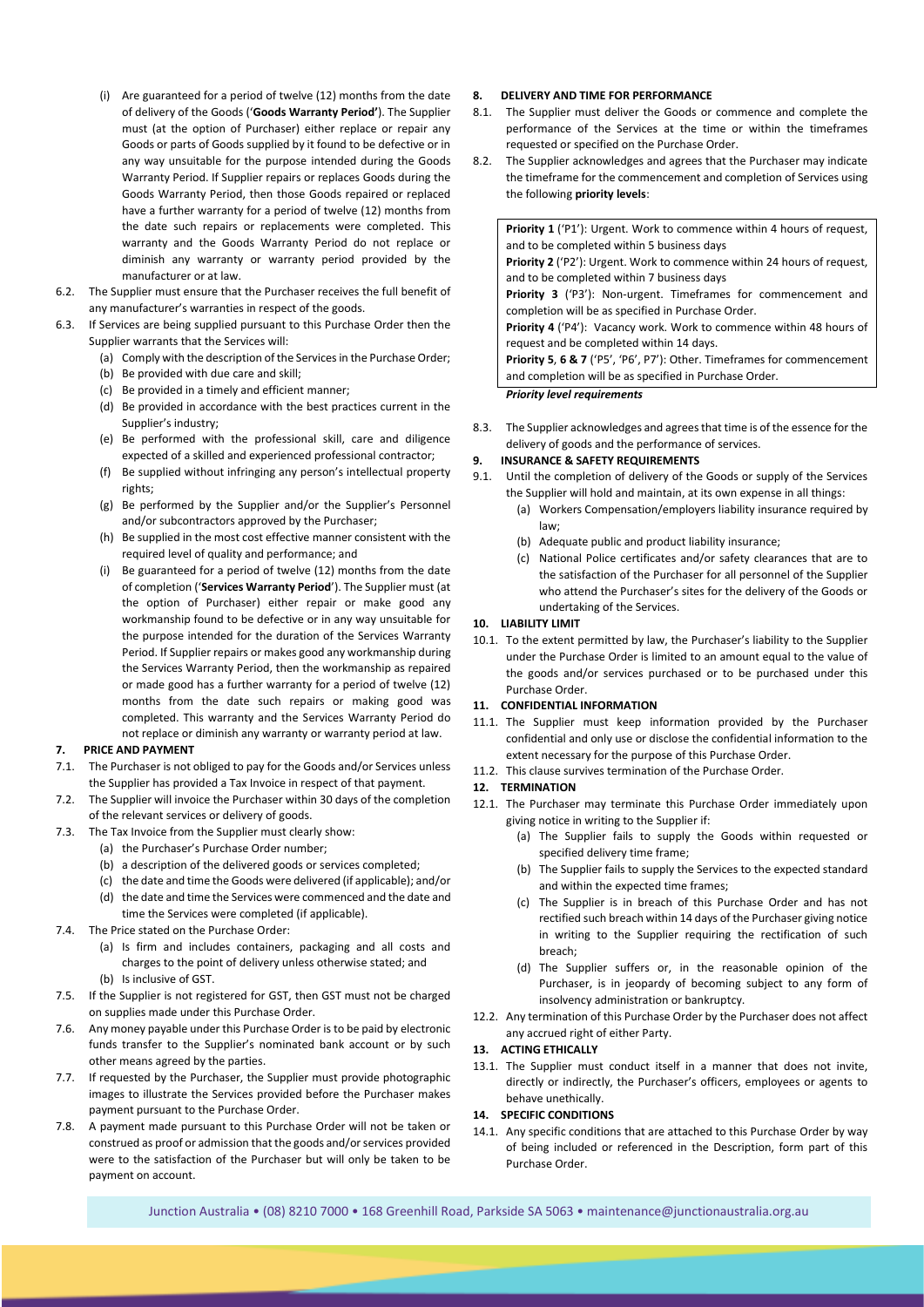(i) Are guaranteed for a period of twelve (12) months from the date of delivery of the Goods ('**Goods Warranty Period'**). The Supplier must (at the option of Purchaser) either replace or repair any Goods or parts of Goods supplied by it found to be defective or in any way unsuitable for the purpose intended during the Goods Warranty Period. If Supplier repairs or replaces Goods during the Goods Warranty Period, then those Goods repaired or replaced have a further warranty for a period of twelve (12) months from the date such repairs or replacements were completed. This warranty and the Goods Warranty Period do not replace or diminish any warranty or warranty period provided by the manufacturer or at law.

6.2. The Supplier must ensure that the Purchaser receives the full benefit of any manufacturer's warranties in respect of the goods.

6.3. If Services are being supplied pursuant to this Purchase Order then the Supplier warrants that the Services will:

(a) Comply with the description of the Services in the Purchase Order;

(b) Be provided with due care and skill;

(c) Be provided in a timely and efficient manner;

(d) Be provided in accordance with the best practices current in the Supplier's industry;

(e) Be performed with the professional skill, care and diligence expected of a skilled and experienced professional contractor;

(f) Be supplied without infringing any person's intellectual property rights;

(g) Be performed by the Supplier and/or the Supplier's Personnel and/or subcontractors approved by the Purchaser;

(h) Be supplied in the most cost effective manner consistent with the required level of quality and performance; and

(i) Be guaranteed for a period of twelve (12) months from the date of completion ('**Services Warranty Period**'). The Supplier must (at the option of Purchaser) either repair or make good any workmanship found to be defective or in any way unsuitable for the purpose intended for the duration of the Services Warranty Period. If Supplier repairs or makes good any workmanship during the Services Warranty Period, then the workmanship as repaired or made good has a further warranty for a period of twelve (12) months from the date such repairs or making good was completed. This warranty and the Services Warranty Period do not replace or diminish any warranty or warranty period at law.

### 7. PRICE AND PAYMENT

7.1. The Purchaser is not obliged to pay for the Goods and/or Services unless the Supplier has provided a Tax Invoice in respect of that payment.

7.2. The Supplier will invoice the Purchaser within 30 days of the completion of the relevant services or delivery of goods.

7.3. The Tax Invoice from the Supplier must clearly show:

(a) the Purchaser's Purchase Order number;

(b) a description of the delivered goods or services completed;

(c) the date and time the Goods were delivered (if applicable); and/or

(d) the date and time the Services were commenced and the date and time the Services were completed (if applicable).

7.4. The Price stated on the Purchase Order:

(a) Is firm and includes containers, packaging and all costs and charges to the point of delivery unless otherwise stated; and

(b) Is inclusive of GST.

7.5. If the Supplier is not registered for GST, then GST must not be charged on supplies made under this Purchase Order.

7.6. Any money payable under this Purchase Order is to be paid by electronic funds transfer to the Supplier's nominated bank account or by such other means agreed by the parties.

7.7. If requested by the Purchaser, the Supplier must provide photographic images to illustrate the Services provided before the Purchaser makes payment pursuant to the Purchase Order.

7.8. A payment made pursuant to this Purchase Order will not be taken or construed as proof or admission that the goods and/or services provided were to the satisfaction of the Purchaser but will only be taken to be payment on account.

### 8. DELIVERY AND TIME FOR PERFORMANCE

8.1. The Supplier must deliver the Goods or commence and complete the performance of the Services at the time or within the timeframes requested or specified on the Purchase Order.

8.2. The Supplier acknowledges and agrees that the Purchaser may indicate the timeframe for the commencement and completion of Services using the following **priority levels**:

**Priority 1** ('P1'): Urgent. Work to commence within 4 hours of request, and to be completed within 5 business days

**Priority 2** ('P2'): Urgent. Work to commence within 24 hours of request, and to be completed within 7 business days

**Priority 3** ('P3'): Non-urgent. Timeframes for commencement and completion will be as specified in Purchase Order.

**Priority 4** ('P4'): Vacancy work. Work to commence within 48 hours of request and be completed within 14 days.

**Priority 5, 6 & 7** ('P5', 'P6', 'P7'): Other. Timeframes for commencement and completion will be as specified in Purchase Order.

***Priority level requirements***

8.3. The Supplier acknowledges and agrees that time is of the essence for the delivery of goods and the performance of services.

### 9. INSURANCE & SAFETY REQUIREMENTS

9.1. Until the completion of delivery of the Goods or supply of the Services the Supplier will hold and maintain, at its own expense in all things:

(a) Workers Compensation/employers liability insurance required by law;

(b) Adequate public and product liability insurance;

(c) National Police certificates and/or safety clearances that are to the satisfaction of the Purchaser for all personnel of the Supplier who attend the Purchaser's sites for the delivery of the Goods or undertaking of the Services.

### 10. LIABILITY LIMIT

10.1. To the extent permitted by law, the Purchaser's liability to the Supplier under the Purchase Order is limited to an amount equal to the value of the goods and/or services purchased or to be purchased under this Purchase Order.

### 11. CONFIDENTIAL INFORMATION

11.1. The Supplier must keep information provided by the Purchaser confidential and only use or disclose the confidential information to the extent necessary for the purpose of this Purchase Order.

11.2. This clause survives termination of the Purchase Order.

### 12. TERMINATION

12.1. The Purchaser may terminate this Purchase Order immediately upon giving notice in writing to the Supplier if:

(a) The Supplier fails to supply the Goods within requested or specified delivery time frame;

(b) The Supplier fails to supply the Services to the expected standard and within the expected time frames;

(c) The Supplier is in breach of this Purchase Order and has not rectified such breach within 14 days of the Purchaser giving notice in writing to the Supplier requiring the rectification of such breach;

(d) The Supplier suffers or, in the reasonable opinion of the Purchaser, is in jeopardy of becoming subject to any form of insolvency administration or bankruptcy.

12.2. Any termination of this Purchase Order by the Purchaser does not affect any accrued right of either Party.

### 13. ACTING ETHICALLY

13.1. The Supplier must conduct itself in a manner that does not invite, directly or indirectly, the Purchaser's officers, employees or agents to behave unethically.

### 14. SPECIFIC CONDITIONS

14.1. Any specific conditions that are attached to this Purchase Order by way of being included or referenced in the Description, form part of this Purchase Order.

Junction Australia • (08) 8210 7000 • 168 Greenhill Road, Parkside SA 5063 • maintenance@junctionaustralia.org.au